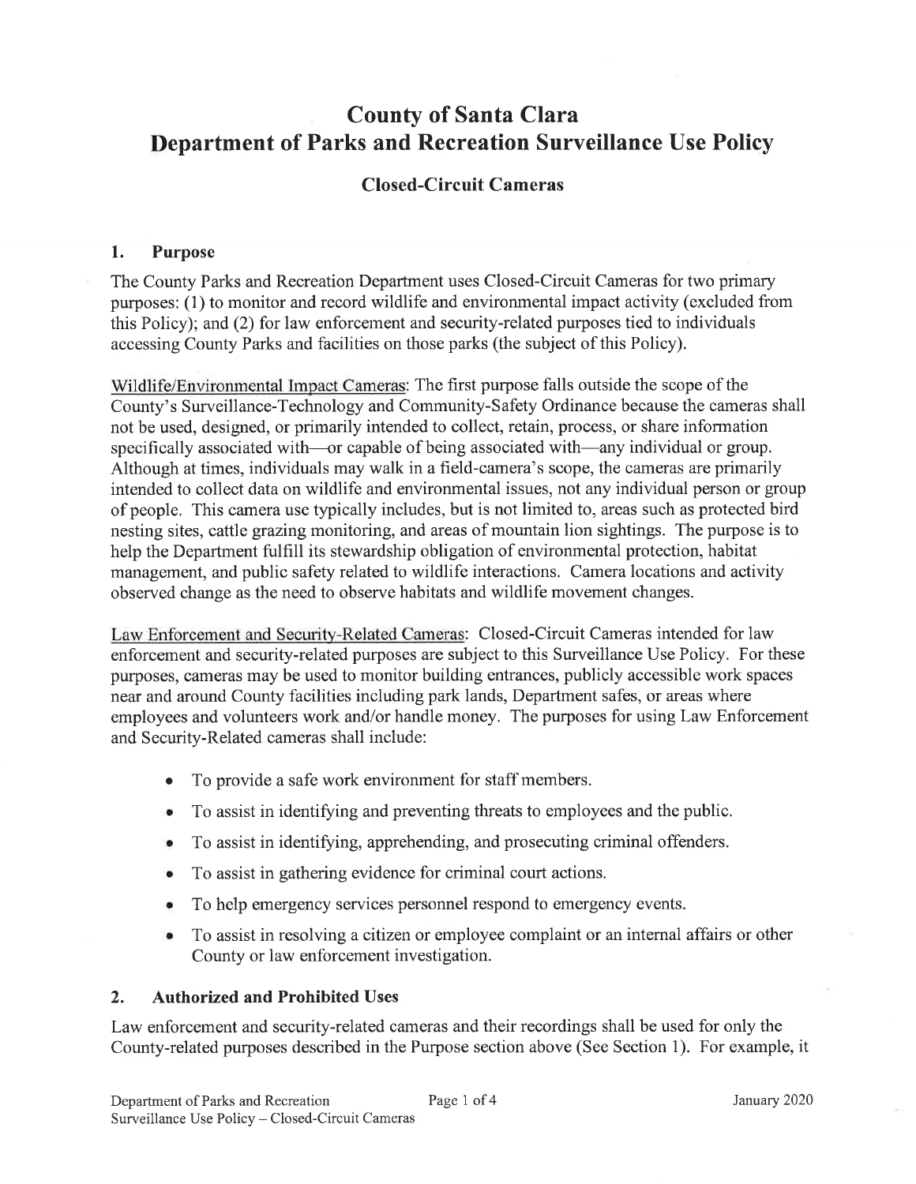# County of Santa Clara
# Department of Parks and Recreation Surveillance Use Policy

## Closed-Circuit Cameras

### 1. Purpose

The County Parks and Recreation Department uses Closed-Circuit Cameras for two primary purposes: (1) to monitor and record wildlife and environmental impact activity (excluded from this Policy); and (2) for law enforcement and security-related purposes tied to individuals accessing County Parks and facilities on those parks (the subject of this Policy).

Wildlife/Environmental Impact Cameras: The first purpose falls outside the scope of the County's Surveillance-Technology and Community-Safety Ordinance because the cameras shall not be used, designed, or primarily intended to collect, retain, process, or share information specifically associated with—or capable of being associated with—any individual or group. Although at times, individuals may walk in a field-camera's scope, the cameras are primarily intended to collect data on wildlife and environmental issues, not any individual person or group of people. This camera use typically includes, but is not limited to, areas such as protected bird nesting sites, cattle grazing monitoring, and areas of mountain lion sightings. The purpose is to help the Department fulfill its stewardship obligation of environmental protection, habitat management, and public safety related to wildlife interactions. Camera locations and activity observed change as the need to observe habitats and wildlife movement changes.

Law Enforcement and Security-Related Cameras: Closed-Circuit Cameras intended for law enforcement and security-related purposes are subject to this Surveillance Use Policy. For these purposes, cameras may be used to monitor building entrances, publicly accessible work spaces near and around County facilities including park lands, Department safes, or areas where employees and volunteers work and/or handle money. The purposes for using Law Enforcement and Security-Related cameras shall include:

- To provide a safe work environment for staff members.
- To assist in identifying and preventing threats to employees and the public.
- To assist in identifying, apprehending, and prosecuting criminal offenders.
- To assist in gathering evidence for criminal court actions.
- To help emergency services personnel respond to emergency events.
- To assist in resolving a citizen or employee complaint or an internal affairs or other County or law enforcement investigation.

### 2. Authorized and Prohibited Uses

Law enforcement and security-related cameras and their recordings shall be used for only the County-related purposes described in the Purpose section above (See Section 1). For example, it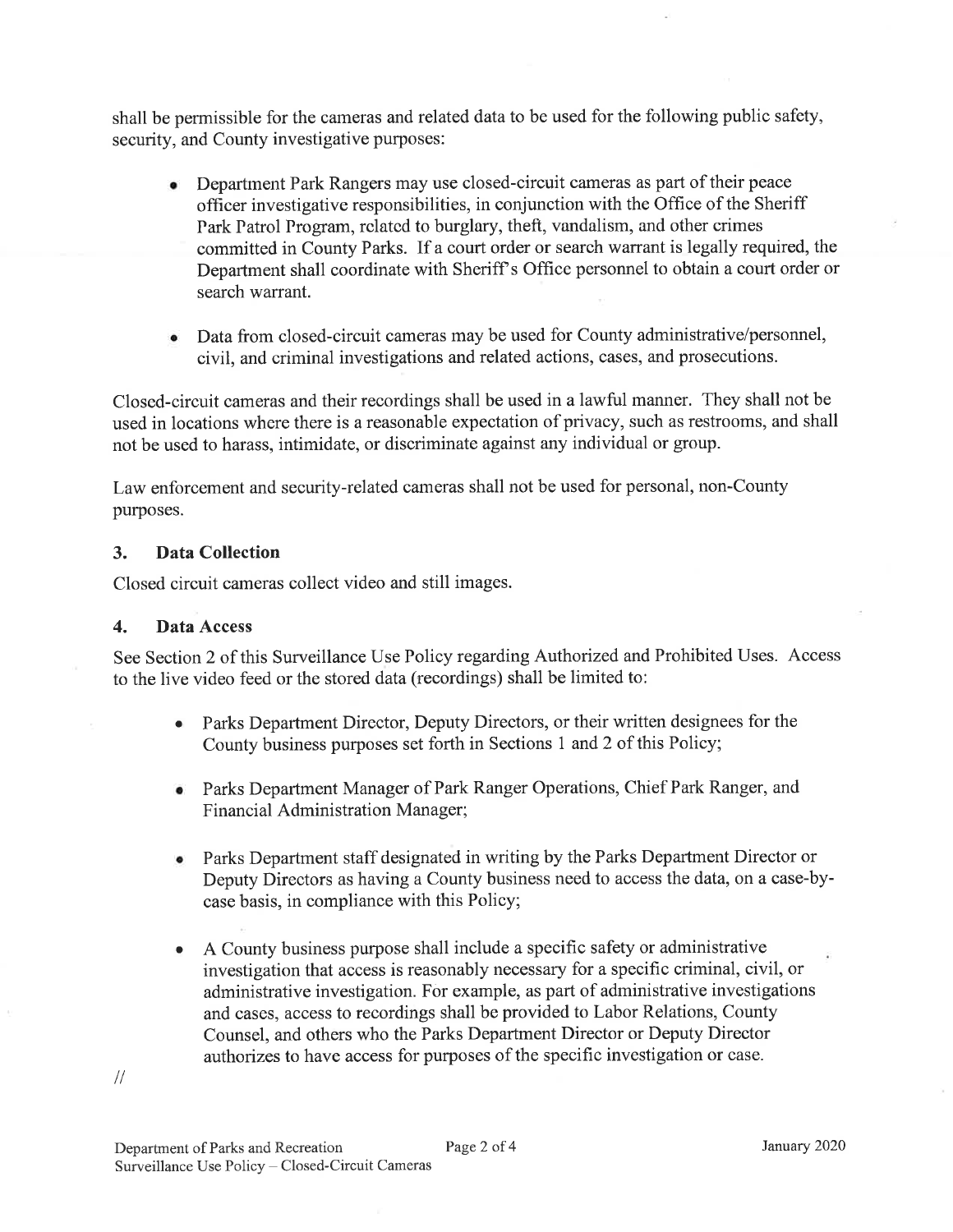shall be permissible for the cameras and related data to be used for the following public safety, security, and County investigative purposes:

- Department Park Rangers may use closed-circuit cameras as part of their peace officer investigative responsibilities, in conjunction with the Office of the Sheriff Park Patrol Program, related to burglary, theft, vandalism, and other crimes committed in County Parks. If a court order or search warrant is legally required, the Department shall coordinate with Sheriff's Office personnel to obtain a court order or search warrant.
- Data from closed-circuit cameras may be used for County administrative/personnel, civil, and criminal investigations and related actions, cases, and prosecutions.

Closed-circuit cameras and their recordings shall be used in a lawful manner. They shall not be used in locations where there is a reasonable expectation of privacy, such as restrooms, and shall not be used to harass, intimidate, or discriminate against any individual or group.

Law enforcement and security-related cameras shall not be used for personal, non-County purposes.

## 3. Data Collection

Closed circuit cameras collect video and still images.

## 4. Data Access

See Section 2 of this Surveillance Use Policy regarding Authorized and Prohibited Uses. Access to the live video feed or the stored data (recordings) shall be limited to:

- Parks Department Director, Deputy Directors, or their written designees for the County business purposes set forth in Sections 1 and 2 of this Policy;
- Parks Department Manager of Park Ranger Operations, Chief Park Ranger, and Financial Administration Manager;
- Parks Department staff designated in writing by the Parks Department Director or Deputy Directors as having a County business need to access the data, on a case-by-case basis, in compliance with this Policy;
- A County business purpose shall include a specific safety or administrative investigation that access is reasonably necessary for a specific criminal, civil, or administrative investigation. For example, as part of administrative investigations and cases, access to recordings shall be provided to Labor Relations, County Counsel, and others who the Parks Department Director or Deputy Director authorizes to have access for purposes of the specific investigation or case.

//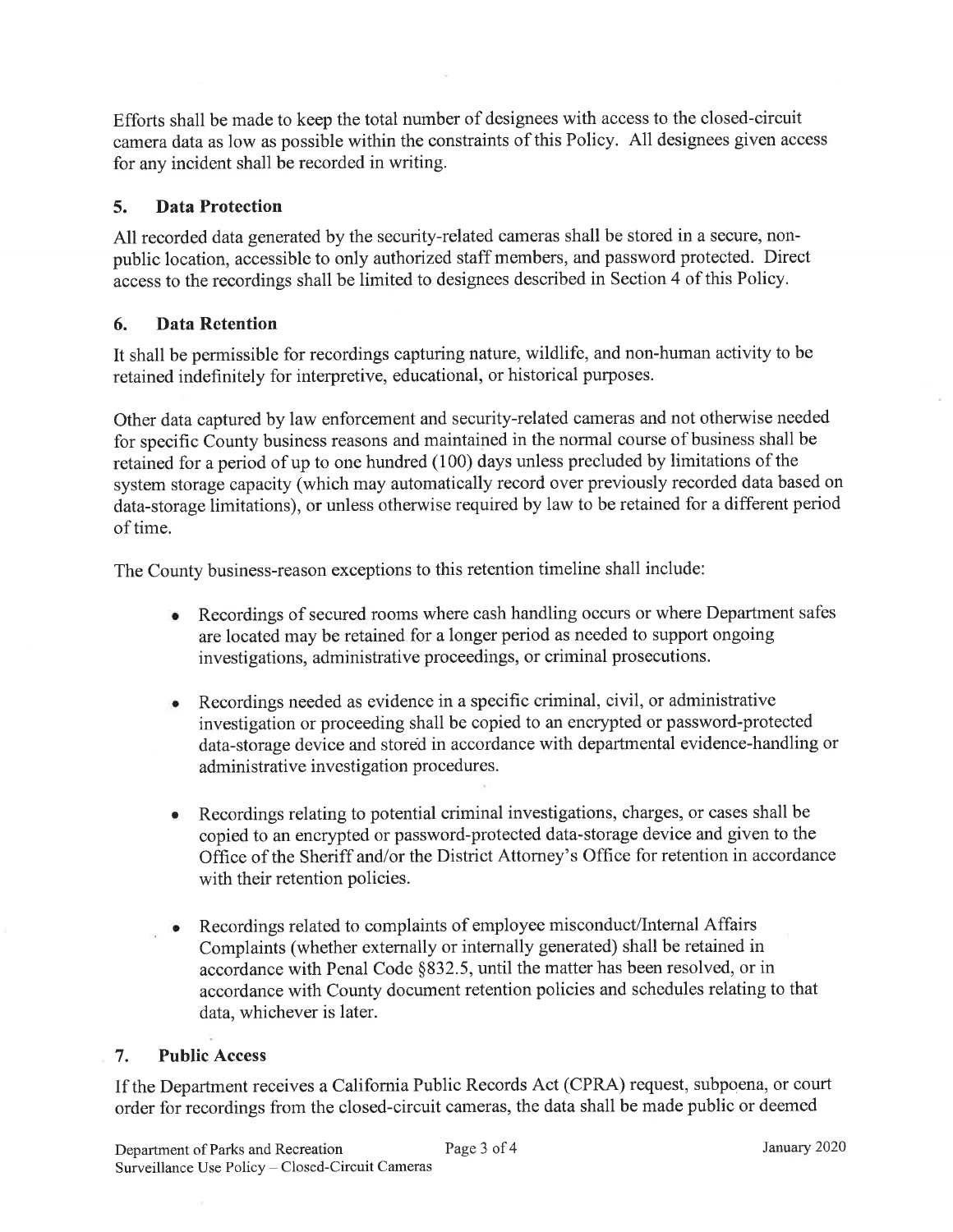Efforts shall be made to keep the total number of designees with access to the closed-circuit camera data as low as possible within the constraints of this Policy. All designees given access for any incident shall be recorded in writing.

## 5. Data Protection

All recorded data generated by the security-related cameras shall be stored in a secure, non-public location, accessible to only authorized staff members, and password protected. Direct access to the recordings shall be limited to designees described in Section 4 of this Policy.

## 6. Data Retention

It shall be permissible for recordings capturing nature, wildlife, and non-human activity to be retained indefinitely for interpretive, educational, or historical purposes.

Other data captured by law enforcement and security-related cameras and not otherwise needed for specific County business reasons and maintained in the normal course of business shall be retained for a period of up to one hundred (100) days unless precluded by limitations of the system storage capacity (which may automatically record over previously recorded data based on data-storage limitations), or unless otherwise required by law to be retained for a different period of time.

The County business-reason exceptions to this retention timeline shall include:

- Recordings of secured rooms where cash handling occurs or where Department safes are located may be retained for a longer period as needed to support ongoing investigations, administrative proceedings, or criminal prosecutions.
- Recordings needed as evidence in a specific criminal, civil, or administrative investigation or proceeding shall be copied to an encrypted or password-protected data-storage device and stored in accordance with departmental evidence-handling or administrative investigation procedures.
- Recordings relating to potential criminal investigations, charges, or cases shall be copied to an encrypted or password-protected data-storage device and given to the Office of the Sheriff and/or the District Attorney's Office for retention in accordance with their retention policies.
- Recordings related to complaints of employee misconduct/Internal Affairs Complaints (whether externally or internally generated) shall be retained in accordance with Penal Code §832.5, until the matter has been resolved, or in accordance with County document retention policies and schedules relating to that data, whichever is later.

## 7. Public Access

If the Department receives a California Public Records Act (CPRA) request, subpoena, or court order for recordings from the closed-circuit cameras, the data shall be made public or deemed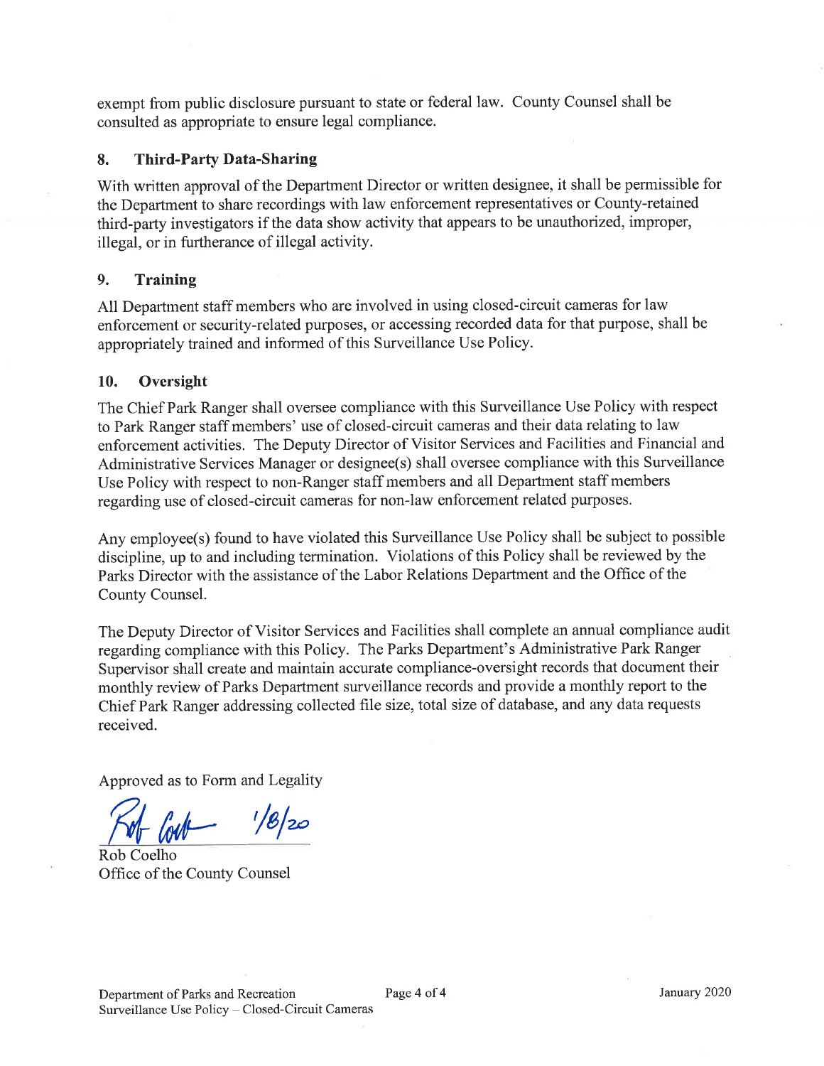exempt from public disclosure pursuant to state or federal law. County Counsel shall be consulted as appropriate to ensure legal compliance.

## 8. Third-Party Data-Sharing

With written approval of the Department Director or written designee, it shall be permissible for the Department to share recordings with law enforcement representatives or County-retained third-party investigators if the data show activity that appears to be unauthorized, improper, illegal, or in furtherance of illegal activity.

## 9. Training

All Department staff members who are involved in using closed-circuit cameras for law enforcement or security-related purposes, or accessing recorded data for that purpose, shall be appropriately trained and informed of this Surveillance Use Policy.

## 10. Oversight

The Chief Park Ranger shall oversee compliance with this Surveillance Use Policy with respect to Park Ranger staff members' use of closed-circuit cameras and their data relating to law enforcement activities. The Deputy Director of Visitor Services and Facilities and Financial and Administrative Services Manager or designee(s) shall oversee compliance with this Surveillance Use Policy with respect to non-Ranger staff members and all Department staff members regarding use of closed-circuit cameras for non-law enforcement related purposes.

Any employee(s) found to have violated this Surveillance Use Policy shall be subject to possible discipline, up to and including termination. Violations of this Policy shall be reviewed by the Parks Director with the assistance of the Labor Relations Department and the Office of the County Counsel.

The Deputy Director of Visitor Services and Facilities shall complete an annual compliance audit regarding compliance with this Policy. The Parks Department's Administrative Park Ranger Supervisor shall create and maintain accurate compliance-oversight records that document their monthly review of Parks Department surveillance records and provide a monthly report to the Chief Park Ranger addressing collected file size, total size of database, and any data requests received.

Approved as to Form and Legality

1/8/20

Rob Coelho
Office of the County Counsel